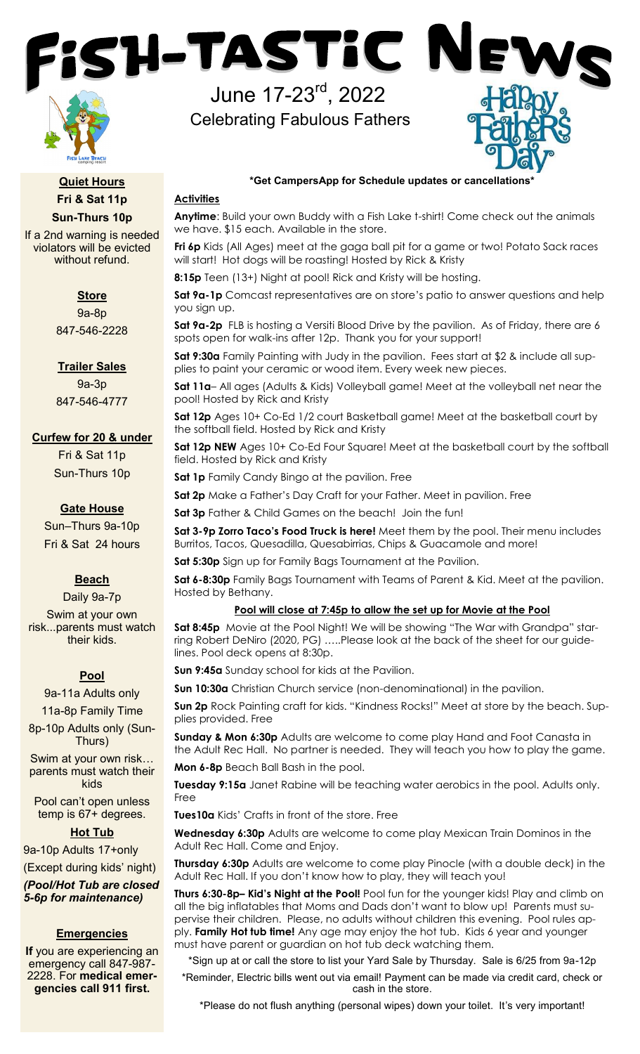# Fish-Tastic News

June 17-23rd, 2022

Celebrating Fabulous Fathers

**\*Get CampersApp for Schedule updates or cancellations\***

**Quiet Hours**

**Fri & Sat 11p**

**Sun-Thurs 10p**

If a 2nd warning is needed violators will be evicted without refund.

**Store**

9a-8p

847-546-2228

**Trailer Sales**

9a-3p

847-546-4777

**Curfew for 20 & under**

Fri & Sat 11p

Sun-Thurs 10p

**Gate House**

Sun–Thurs 9a-10p

Fri & Sat 24 hours

**Beach**

Daily 9a-7p

Swim at your own risk...parents must watch their kids.

**Pool**

9a-11a Adults only

11a-8p Family Time

8p-10p Adults only (Sun-Thurs)

Swim at your own risk… parents must watch their kids

Pool can't open unless temp is 67+ degrees.

**Hot Tub**

9a-10p Adults 17+only

(Except during kids' night)

***(Pool/Hot Tub are closed 5-6p for maintenance)***

**Emergencies**

**If** you are experiencing an emergency call 847-987-2228. For **medical emergencies call 911 first.**

## Activities

**Anytime**: Build your own Buddy with a Fish Lake t-shirt! Come check out the animals we have. $15 each. Available in the store.

**Fri 6p** Kids (All Ages) meet at the gaga ball pit for a game or two! Potato Sack races will start! Hot dogs will be roasting! Hosted by Rick & Kristy

**8:15p** Teen (13+) Night at pool! Rick and Kristy will be hosting.

**Sat 9a-1p** Comcast representatives are on store's patio to answer questions and help you sign up.

**Sat 9a-2p** FLB is hosting a Versiti Blood Drive by the pavilion. As of Friday, there are 6 spots open for walk-ins after 12p. Thank you for your support!

**Sat 9:30a** Family Painting with Judy in the pavilion. Fees start at $2 & include all supplies to paint your ceramic or wood item. Every week new pieces.

**Sat 11a**– All ages (Adults & Kids) Volleyball game! Meet at the volleyball net near the pool! Hosted by Rick and Kristy

**Sat 12p** Ages 10+ Co-Ed 1/2 court Basketball game! Meet at the basketball court by the softball field. Hosted by Rick and Kristy

**Sat 12p NEW** Ages 10+ Co-Ed Four Square! Meet at the basketball court by the softball field. Hosted by Rick and Kristy

**Sat 1p** Family Candy Bingo at the pavilion. Free

**Sat 2p** Make a Father's Day Craft for your Father. Meet in pavilion. Free

**Sat 3p** Father & Child Games on the beach! Join the fun!

**Sat 3-9p Zorro Taco's Food Truck is here!** Meet them by the pool. Their menu includes Burritos, Tacos, Quesadilla, Quesabirrias, Chips & Guacamole and more!

**Sat 5:30p** Sign up for Family Bags Tournament at the Pavilion.

**Sat 6-8:30p** Family Bags Tournament with Teams of Parent & Kid. Meet at the pavilion. Hosted by Bethany.

**Pool will close at 7:45p to allow the set up for Movie at the Pool**

**Sat 8:45p** Movie at the Pool Night! We will be showing "The War with Grandpa" starring Robert DeNiro (2020, PG) …..Please look at the back of the sheet for our guidelines. Pool deck opens at 8:30p.

**Sun 9:45a** Sunday school for kids at the Pavilion.

**Sun 10:30a** Christian Church service (non-denominational) in the pavilion.

**Sun 2p** Rock Painting craft for kids. "Kindness Rocks!" Meet at store by the beach. Supplies provided. Free

**Sunday & Mon 6:30p** Adults are welcome to come play Hand and Foot Canasta in the Adult Rec Hall. No partner is needed. They will teach you how to play the game.

**Mon 6-8p** Beach Ball Bash in the pool.

**Tuesday 9:15a** Janet Rabine will be teaching water aerobics in the pool. Adults only. Free

**Tues10a** Kids' Crafts in front of the store. Free

**Wednesday 6:30p** Adults are welcome to come play Mexican Train Dominos in the Adult Rec Hall. Come and Enjoy.

**Thursday 6:30p** Adults are welcome to come play Pinocle (with a double deck) in the Adult Rec Hall. If you don't know how to play, they will teach you!

**Thurs 6:30-8p– Kid's Night at the Pool!** Pool fun for the younger kids! Play and climb on all the big inflatables that Moms and Dads don't want to blow up! Parents must supervise their children. Please, no adults without children this evening. Pool rules apply. **Family Hot tub time!** Any age may enjoy the hot tub. Kids 6 year and younger must have parent or guardian on hot tub deck watching them.

\*Sign up at or call the store to list your Yard Sale by Thursday. Sale is 6/25 from 9a-12p

\*Reminder, Electric bills went out via email! Payment can be made via credit card, check or cash in the store.

\*Please do not flush anything (personal wipes) down your toilet. It's very important!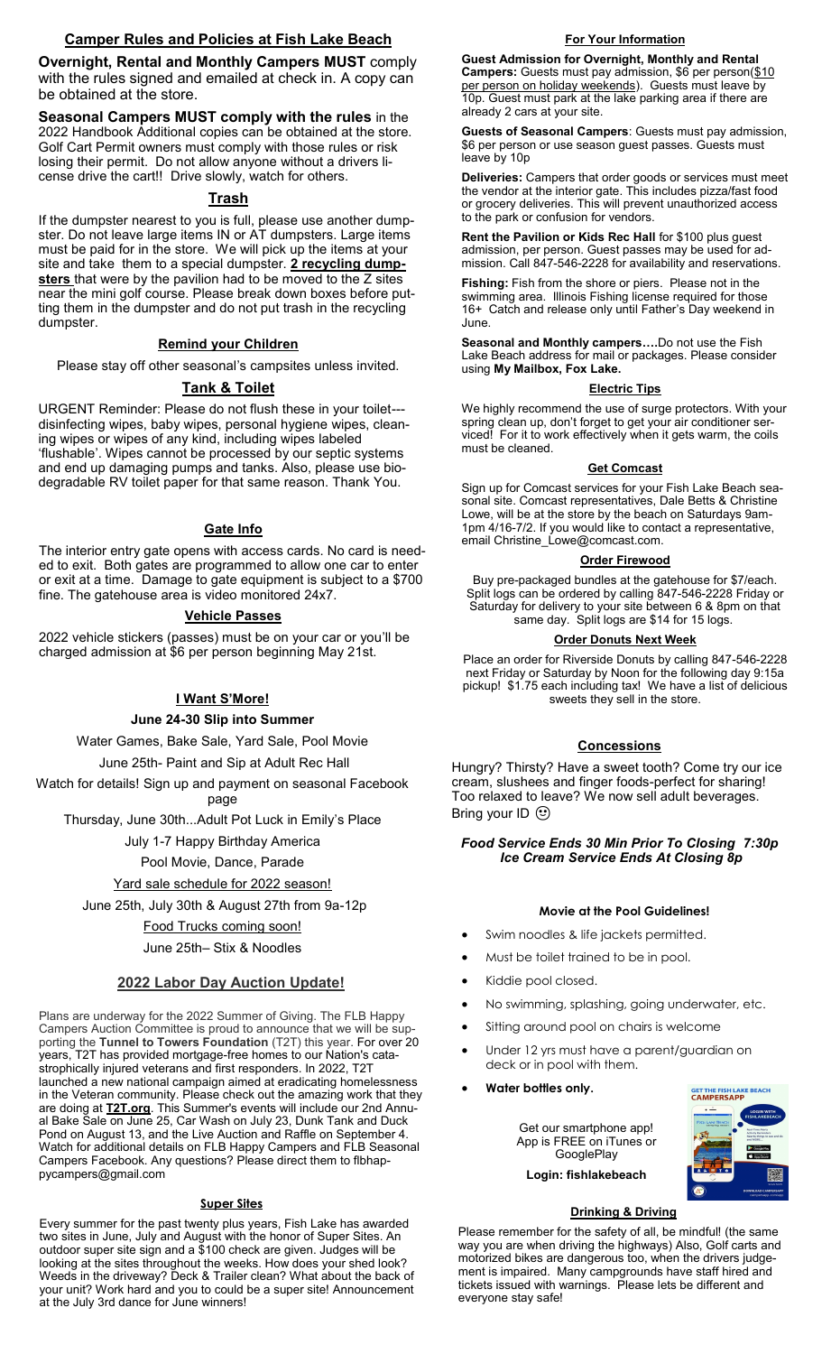## Camper Rules and Policies at Fish Lake Beach

**Overnight, Rental and Monthly Campers MUST** comply with the rules signed and emailed at check in. A copy can be obtained at the store.

**Seasonal Campers MUST comply with the rules** in the 2022 Handbook Additional copies can be obtained at the store. Golf Cart Permit owners must comply with those rules or risk losing their permit. Do not allow anyone without a drivers license drive the cart!! Drive slowly, watch for others.

## Trash

If the dumpster nearest to you is full, please use another dumpster. Do not leave large items IN or AT dumpsters. Large items must be paid for in the store. We will pick up the items at your site and take them to a special dumpster. **2 recycling dumpsters** that were by the pavilion had to be moved to the Z sites near the mini golf course. Please break down boxes before putting them in the dumpster and do not put trash in the recycling dumpster.

### Remind your Children

Please stay off other seasonal's campsites unless invited.

## Tank & Toilet

URGENT Reminder: Please do not flush these in your toilet---disinfecting wipes, baby wipes, personal hygiene wipes, cleaning wipes or wipes of any kind, including wipes labeled 'flushable'. Wipes cannot be processed by our septic systems and end up damaging pumps and tanks. Also, please use biodegradable RV toilet paper for that same reason. Thank You.

## Gate Info

The interior entry gate opens with access cards. No card is needed to exit. Both gates are programmed to allow one car to enter or exit at a time. Damage to gate equipment is subject to a $700 fine. The gatehouse area is video monitored 24x7.

### Vehicle Passes

2022 vehicle stickers (passes) must be on your car or you'll be charged admission at $6 per person beginning May 21st.

### I Want S'More!

**June 24-30 Slip into Summer**

Water Games, Bake Sale, Yard Sale, Pool Movie

June 25th- Paint and Sip at Adult Rec Hall

Watch for details! Sign up and payment on seasonal Facebook page

Thursday, June 30th...Adult Pot Luck in Emily's Place

July 1-7 Happy Birthday America

Pool Movie, Dance, Parade

Yard sale schedule for 2022 season!

June 25th, July 30th & August 27th from 9a-12p

Food Trucks coming soon!

June 25th– Stix & Noodles

## 2022 Labor Day Auction Update!

Plans are underway for the 2022 Summer of Giving. The FLB Happy Campers Auction Committee is proud to announce that we will be supporting the **Tunnel to Towers Foundation** (T2T) this year. For over 20 years, T2T has provided mortgage-free homes to our Nation's catastrophically injured veterans and first responders. In 2022, T2T launched a new national campaign aimed at eradicating homelessness in the Veteran community. Please check out the amazing work that they are doing at **T2T.org**. This Summer's events will include our 2nd Annual Bake Sale on June 25, Car Wash on July 23, Dunk Tank and Duck Pond on August 13, and the Live Auction and Raffle on September 4. Watch for additional details on FLB Happy Campers and FLB Seasonal Campers Facebook. Any questions? Please direct them to flbhappycampers@gmail.com

### Super Sites

Every summer for the past twenty plus years, Fish Lake has awarded two sites in June, July and August with the honor of Super Sites. An outdoor super site sign and a $100 check are given. Judges will be looking at the sites throughout the weeks. How does your shed look? Weeds in the driveway? Deck & Trailer clean? What about the back of your unit? Work hard and you to could be a super site! Announcement at the July 3rd dance for June winners!

### For Your Information

**Guest Admission for Overnight, Monthly and Rental Campers:** Guests must pay admission, $6 per person($10 per person on holiday weekends). Guests must leave by 10p. Guest must park at the lake parking area if there are already 2 cars at your site.

**Guests of Seasonal Campers**: Guests must pay admission, $6 per person or use season guest passes. Guests must leave by 10p

**Deliveries:** Campers that order goods or services must meet the vendor at the interior gate. This includes pizza/fast food or grocery deliveries. This will prevent unauthorized access to the park or confusion for vendors.

**Rent the Pavilion or Kids Rec Hall** for $100 plus guest admission, per person. Guest passes may be used for admission. Call 847-546-2228 for availability and reservations.

**Fishing:** Fish from the shore or piers. Please not in the swimming area. Illinois Fishing license required for those 16+ Catch and release only until Father's Day weekend in June.

**Seasonal and Monthly campers….**Do not use the Fish Lake Beach address for mail or packages. Please consider using **My Mailbox, Fox Lake.**

### Electric Tips

We highly recommend the use of surge protectors. With your spring clean up, don't forget to get your air conditioner serviced! For it to work effectively when it gets warm, the coils must be cleaned.

### Get Comcast

Sign up for Comcast services for your Fish Lake Beach seasonal site. Comcast representatives, Dale Betts & Christine Lowe, will be at the store by the beach on Saturdays 9am-1pm 4/16-7/2. If you would like to contact a representative, email Christine_Lowe@comcast.com.

### Order Firewood

Buy pre-packaged bundles at the gatehouse for $7/each. Split logs can be ordered by calling 847-546-2228 Friday or Saturday for delivery to your site between 6 & 8pm on that same day. Split logs are $14 for 15 logs.

### Order Donuts Next Week

Place an order for Riverside Donuts by calling 847-546-2228 next Friday or Saturday by Noon for the following day 9:15a pickup! $1.75 each including tax! We have a list of delicious sweets they sell in the store.

### Concessions

Hungry? Thirsty? Have a sweet tooth? Come try our ice cream, slushees and finger foods-perfect for sharing! Too relaxed to leave? We now sell adult beverages. Bring your ID ☺

***Food Service Ends 30 Min Prior To Closing 7:30p***
***Ice Cream Service Ends At Closing 8p***

### Movie at the Pool Guidelines!

- Swim noodles & life jackets permitted.
- Must be toilet trained to be in pool.
- Kiddie pool closed.
- No swimming, splashing, going underwater, etc.
- Sitting around pool on chairs is welcome
- Under 12 yrs must have a parent/guardian on deck or in pool with them.
- **Water bottles only.**

Get our smartphone app! App is FREE on iTunes or GooglePlay

**Login: fishlakebeach**

### Drinking & Driving

Please remember for the safety of all, be mindful! (the same way you are when driving the highways) Also, Golf carts and motorized bikes are dangerous too, when the drivers judgement is impaired. Many campgrounds have staff hired and tickets issued with warnings. Please lets be different and everyone stay safe!